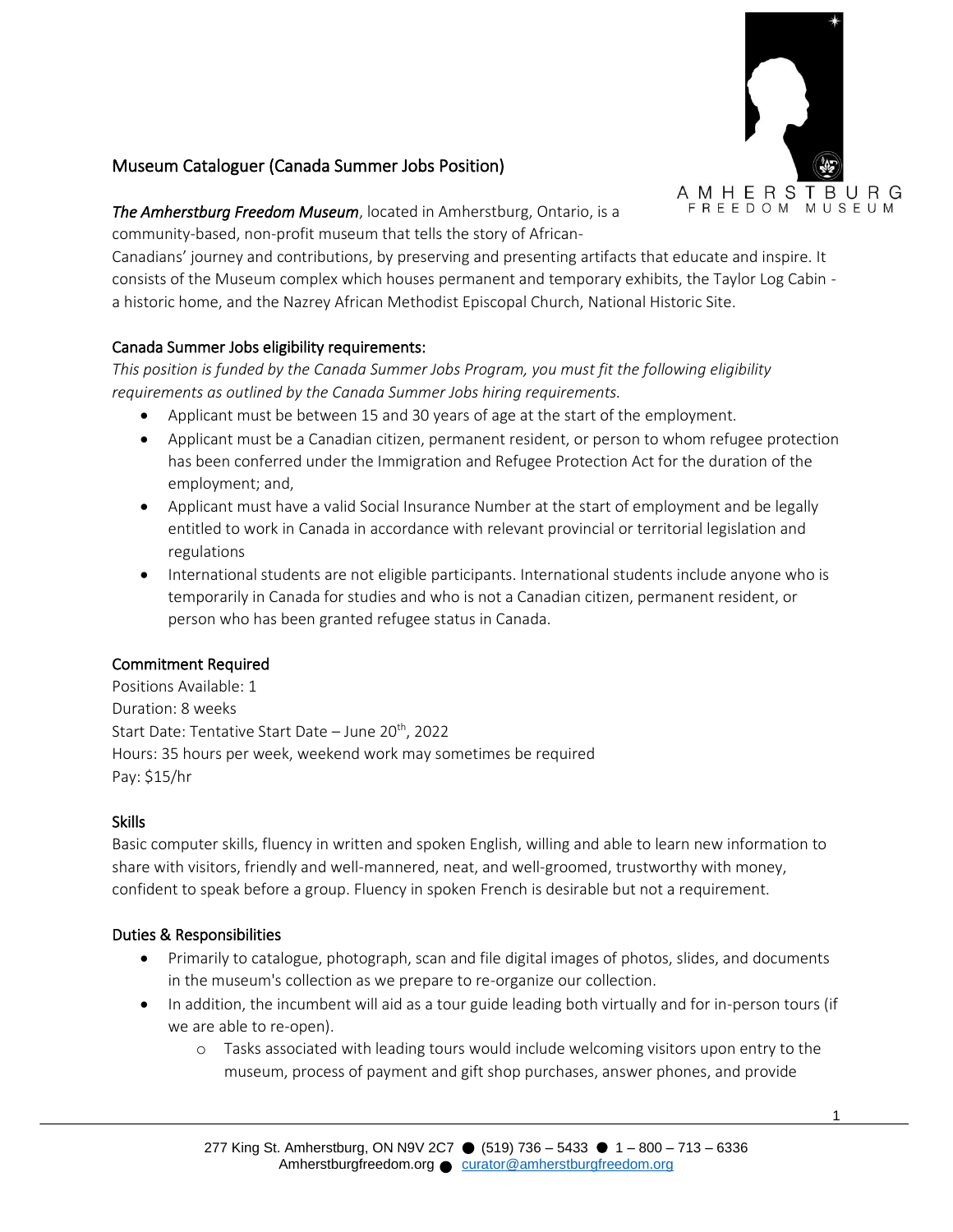# Museum Cataloguer (Canada Summer Jobs Position)

*The Amherstburg Freedom Museum*, located in Amherstburg, Ontario, is a community-based, non-profit museum that tells the story of African-Canadians' journey and contributions, by preserving and presenting artifacts that educate and inspire. It consists of the Museum complex which houses permanent and temporary exhibits, the Taylor Log Cabin - a historic home, and the Nazrey African Methodist Episcopal Church, National Historic Site.

## Canada Summer Jobs eligibility requirements:

*This position is funded by the Canada Summer Jobs Program, you must fit the following eligibility requirements as outlined by the Canada Summer Jobs hiring requirements.*

- Applicant must be between 15 and 30 years of age at the start of the employment.
- Applicant must be a Canadian citizen, permanent resident, or person to whom refugee protection has been conferred under the Immigration and Refugee Protection Act for the duration of the employment; and,
- Applicant must have a valid Social Insurance Number at the start of employment and be legally entitled to work in Canada in accordance with relevant provincial or territorial legislation and regulations
- International students are not eligible participants. International students include anyone who is temporarily in Canada for studies and who is not a Canadian citizen, permanent resident, or person who has been granted refugee status in Canada.

## Commitment Required

Positions Available: 1
Duration: 8 weeks
Start Date: Tentative Start Date – June 20th, 2022
Hours: 35 hours per week, weekend work may sometimes be required
Pay: $15/hr

## Skills

Basic computer skills, fluency in written and spoken English, willing and able to learn new information to share with visitors, friendly and well-mannered, neat, and well-groomed, trustworthy with money, confident to speak before a group. Fluency in spoken French is desirable but not a requirement.

## Duties & Responsibilities

- Primarily to catalogue, photograph, scan and file digital images of photos, slides, and documents in the museum's collection as we prepare to re-organize our collection.
- In addition, the incumbent will aid as a tour guide leading both virtually and for in-person tours (if we are able to re-open).
  - Tasks associated with leading tours would include welcoming visitors upon entry to the museum, process of payment and gift shop purchases, answer phones, and provide

277 King St. Amherstburg, ON N9V 2C7 ● (519) 736 – 5433 ● 1 – 800 – 713 – 6336
Amherstburgfreedom.org ● curator@amherstburgfreedom.org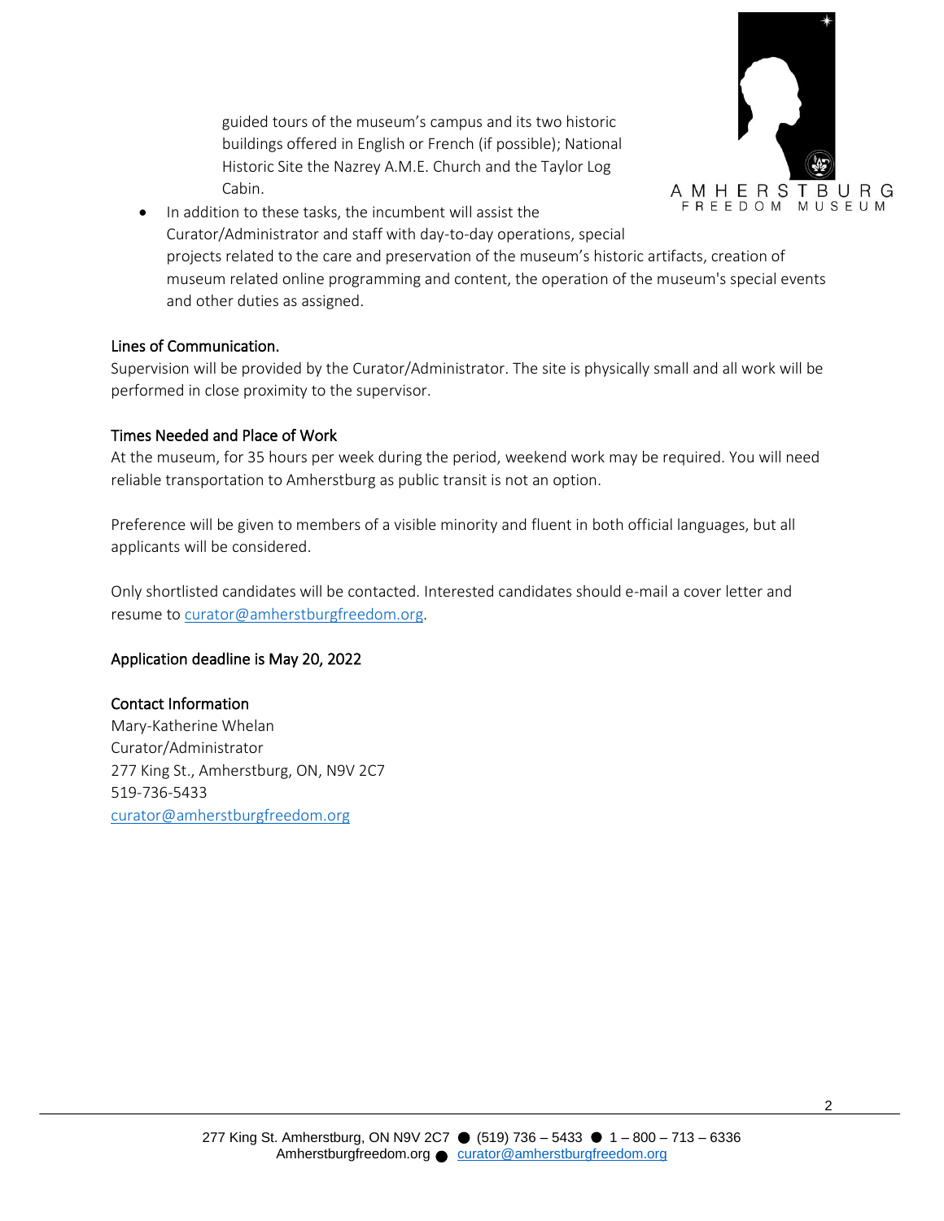guided tours of the museum's campus and its two historic buildings offered in English or French (if possible); National Historic Site the Nazrey A.M.E. Church and the Taylor Log Cabin.

- In addition to these tasks, the incumbent will assist the Curator/Administrator and staff with day-to-day operations, special projects related to the care and preservation of the museum's historic artifacts, creation of museum related online programming and content, the operation of the museum's special events and other duties as assigned.

## Lines of Communication.

Supervision will be provided by the Curator/Administrator. The site is physically small and all work will be performed in close proximity to the supervisor.

## Times Needed and Place of Work

At the museum, for 35 hours per week during the period, weekend work may be required. You will need reliable transportation to Amherstburg as public transit is not an option.

Preference will be given to members of a visible minority and fluent in both official languages, but all applicants will be considered.

Only shortlisted candidates will be contacted. Interested candidates should e-mail a cover letter and resume to curator@amherstburgfreedom.org.

## Application deadline is May 20, 2022

## Contact Information

Mary-Katherine Whelan
Curator/Administrator
277 King St., Amherstburg, ON, N9V 2C7
519-736-5433
curator@amherstburgfreedom.org